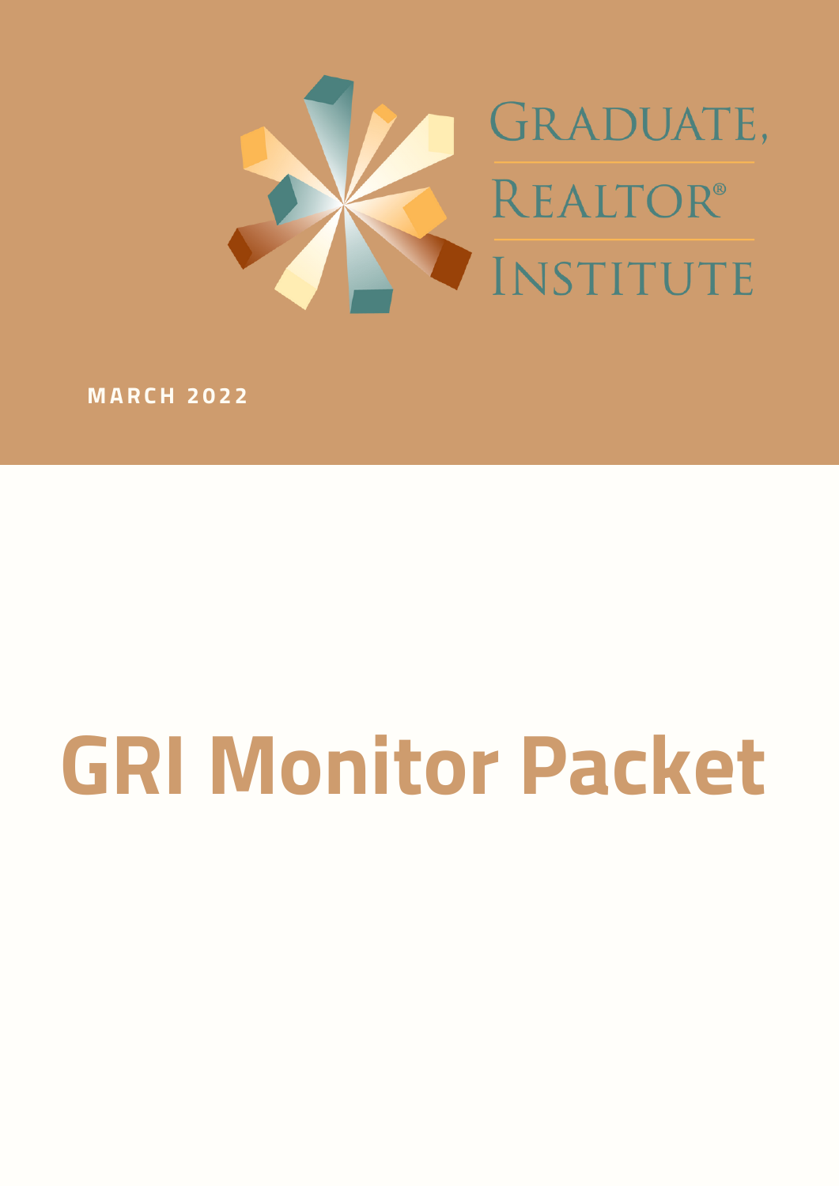GRADUATE, REALTOR® INSTITUTE

**MARCH 2022**

# GRI Monitor Packet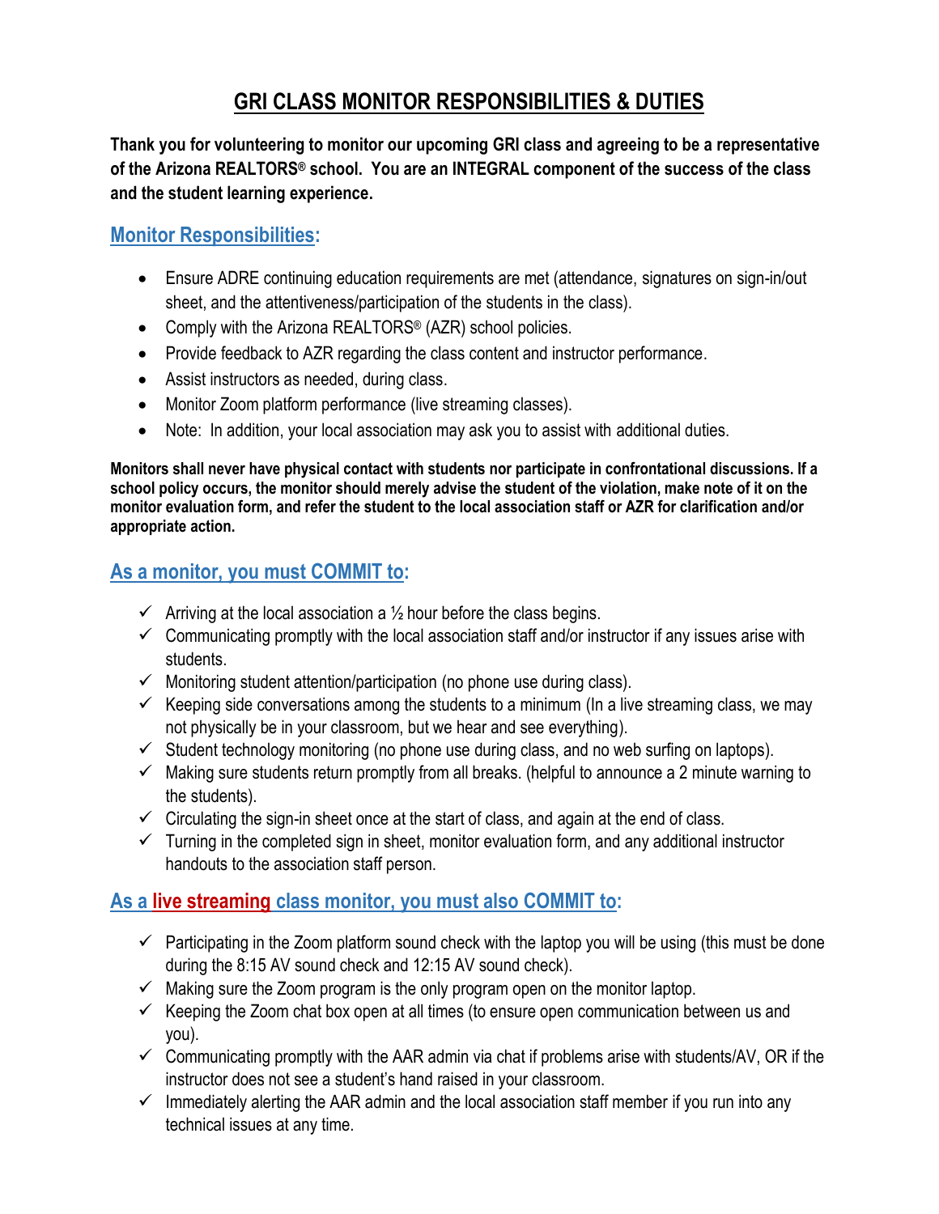# GRI CLASS MONITOR RESPONSIBILITIES & DUTIES

**Thank you for volunteering to monitor our upcoming GRI class and agreeing to be a representative of the Arizona REALTORS® school. You are an INTEGRAL component of the success of the class and the student learning experience.**

## Monitor Responsibilities:

- Ensure ADRE continuing education requirements are met (attendance, signatures on sign-in/out sheet, and the attentiveness/participation of the students in the class).
- Comply with the Arizona REALTORS® (AZR) school policies.
- Provide feedback to AZR regarding the class content and instructor performance.
- Assist instructors as needed, during class.
- Monitor Zoom platform performance (live streaming classes).
- Note: In addition, your local association may ask you to assist with additional duties.

**Monitors shall never have physical contact with students nor participate in confrontational discussions. If a school policy occurs, the monitor should merely advise the student of the violation, make note of it on the monitor evaluation form, and refer the student to the local association staff or AZR for clarification and/or appropriate action.**

## As a monitor, you must COMMIT to:

- ✓ Arriving at the local association a ½ hour before the class begins.
- ✓ Communicating promptly with the local association staff and/or instructor if any issues arise with students.
- ✓ Monitoring student attention/participation (no phone use during class).
- ✓ Keeping side conversations among the students to a minimum (In a live streaming class, we may not physically be in your classroom, but we hear and see everything).
- ✓ Student technology monitoring (no phone use during class, and no web surfing on laptops).
- ✓ Making sure students return promptly from all breaks. (helpful to announce a 2 minute warning to the students).
- ✓ Circulating the sign-in sheet once at the start of class, and again at the end of class.
- ✓ Turning in the completed sign in sheet, monitor evaluation form, and any additional instructor handouts to the association staff person.

## As a live streaming class monitor, you must also COMMIT to:

- ✓ Participating in the Zoom platform sound check with the laptop you will be using (this must be done during the 8:15 AV sound check and 12:15 AV sound check).
- ✓ Making sure the Zoom program is the only program open on the monitor laptop.
- ✓ Keeping the Zoom chat box open at all times (to ensure open communication between us and you).
- ✓ Communicating promptly with the AAR admin via chat if problems arise with students/AV, OR if the instructor does not see a student's hand raised in your classroom.
- ✓ Immediately alerting the AAR admin and the local association staff member if you run into any technical issues at any time.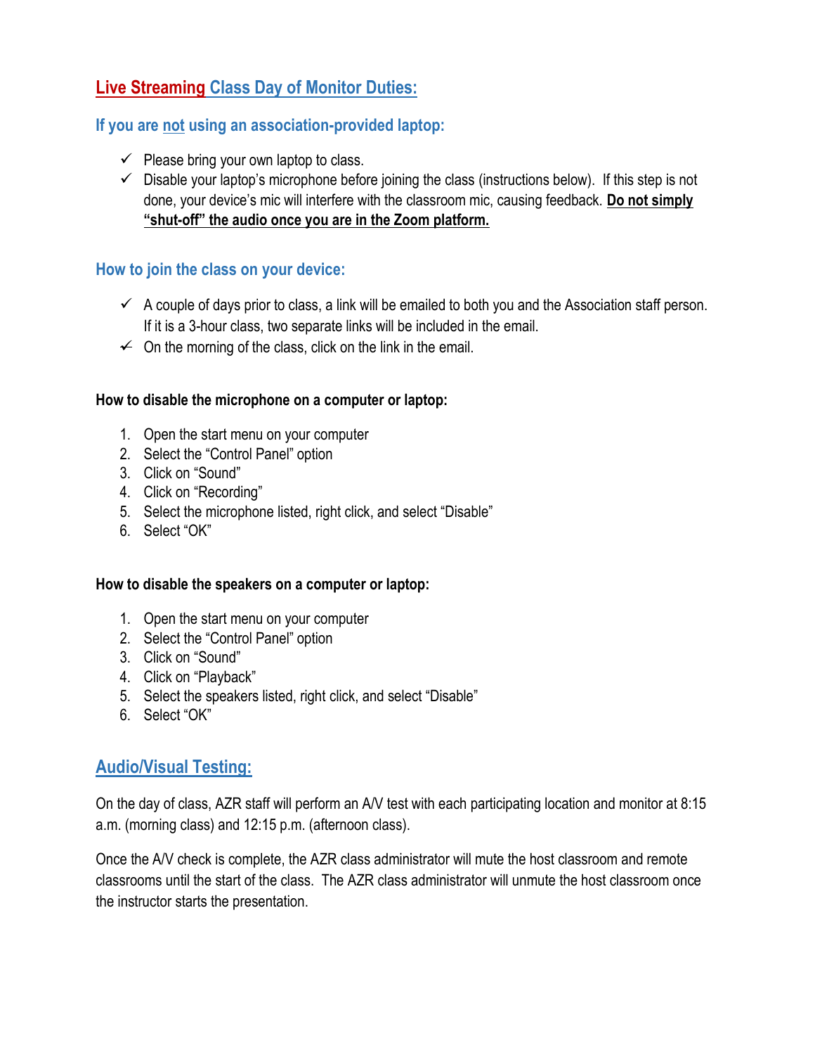## Live Streaming Class Day of Monitor Duties:

### If you are not using an association-provided laptop:

- ✓ Please bring your own laptop to class.
- ✓ Disable your laptop's microphone before joining the class (instructions below). If this step is not done, your device's mic will interfere with the classroom mic, causing feedback. **Do not simply "shut-off" the audio once you are in the Zoom platform.**

### How to join the class on your device:

- ✓ A couple of days prior to class, a link will be emailed to both you and the Association staff person. If it is a 3-hour class, two separate links will be included in the email.
- ✓ On the morning of the class, click on the link in the email.

**How to disable the microphone on a computer or laptop:**

1. Open the start menu on your computer
2. Select the "Control Panel" option
3. Click on "Sound"
4. Click on "Recording"
5. Select the microphone listed, right click, and select "Disable"
6. Select "OK"

**How to disable the speakers on a computer or laptop:**

1. Open the start menu on your computer
2. Select the "Control Panel" option
3. Click on "Sound"
4. Click on "Playback"
5. Select the speakers listed, right click, and select "Disable"
6. Select "OK"

## Audio/Visual Testing:

On the day of class, AZR staff will perform an A/V test with each participating location and monitor at 8:15 a.m. (morning class) and 12:15 p.m. (afternoon class).

Once the A/V check is complete, the AZR class administrator will mute the host classroom and remote classrooms until the start of the class. The AZR class administrator will unmute the host classroom once the instructor starts the presentation.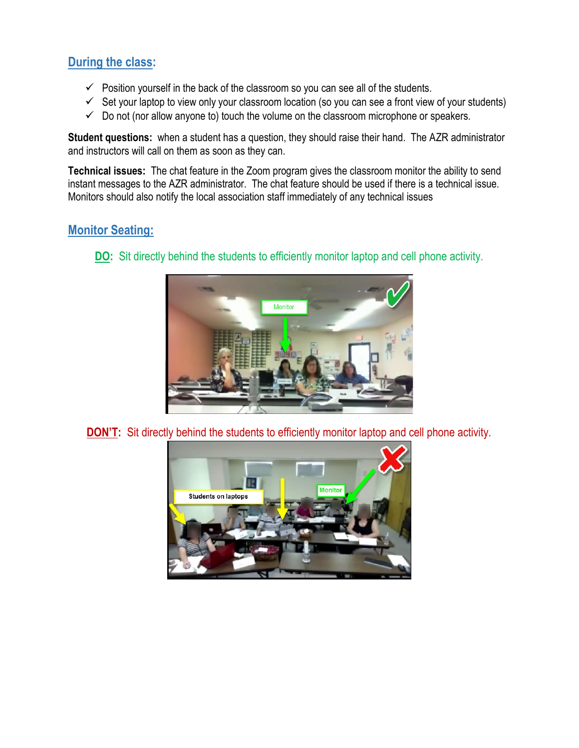## During the class:

- ✓ Position yourself in the back of the classroom so you can see all of the students.
- ✓ Set your laptop to view only your classroom location (so you can see a front view of your students)
- ✓ Do not (nor allow anyone to) touch the volume on the classroom microphone or speakers.

**Student questions:** when a student has a question, they should raise their hand. The AZR administrator and instructors will call on them as soon as they can.

**Technical issues:** The chat feature in the Zoom program gives the classroom monitor the ability to send instant messages to the AZR administrator. The chat feature should be used if there is a technical issue. Monitors should also notify the local association staff immediately of any technical issues

## Monitor Seating:

**DO:** Sit directly behind the students to efficiently monitor laptop and cell phone activity.

**DON'T:** Sit directly behind the students to efficiently monitor laptop and cell phone activity.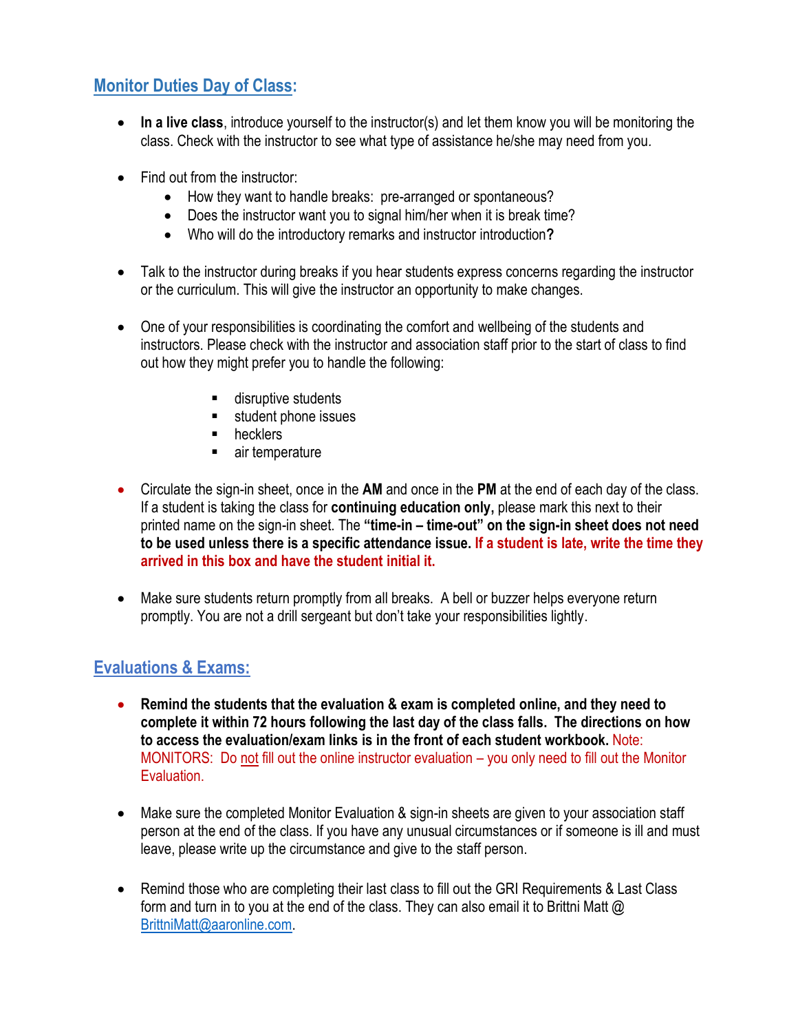## Monitor Duties Day of Class:

- **In a live class**, introduce yourself to the instructor(s) and let them know you will be monitoring the class. Check with the instructor to see what type of assistance he/she may need from you.

- Find out from the instructor:
  - How they want to handle breaks: pre-arranged or spontaneous?
  - Does the instructor want you to signal him/her when it is break time?
  - Who will do the introductory remarks and instructor introduction**?**

- Talk to the instructor during breaks if you hear students express concerns regarding the instructor or the curriculum. This will give the instructor an opportunity to make changes.

- One of your responsibilities is coordinating the comfort and wellbeing of the students and instructors. Please check with the instructor and association staff prior to the start of class to find out how they might prefer you to handle the following:
  - disruptive students
  - student phone issues
  - hecklers
  - air temperature

- Circulate the sign-in sheet, once in the **AM** and once in the **PM** at the end of each day of the class. If a student is taking the class for **continuing education only,** please mark this next to their printed name on the sign-in sheet. The **"time-in – time-out" on the sign-in sheet does not need to be used unless there is a specific attendance issue. If a student is late, write the time they arrived in this box and have the student initial it.**

- Make sure students return promptly from all breaks. A bell or buzzer helps everyone return promptly. You are not a drill sergeant but don't take your responsibilities lightly.

## Evaluations & Exams:

- **Remind the students that the evaluation & exam is completed online, and they need to complete it within 72 hours following the last day of the class falls. The directions on how to access the evaluation/exam links is in the front of each student workbook.** Note: MONITORS: Do not fill out the online instructor evaluation – you only need to fill out the Monitor Evaluation.

- Make sure the completed Monitor Evaluation & sign-in sheets are given to your association staff person at the end of the class. If you have any unusual circumstances or if someone is ill and must leave, please write up the circumstance and give to the staff person.

- Remind those who are completing their last class to fill out the GRI Requirements & Last Class form and turn in to you at the end of the class. They can also email it to Brittni Matt @ BrittniMatt@aaronline.com.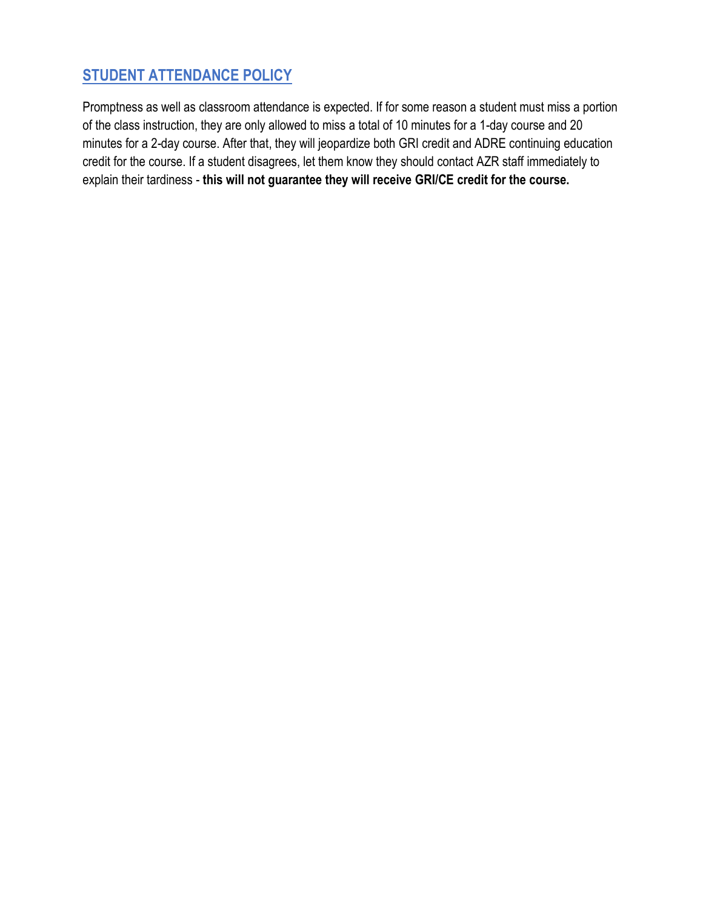## STUDENT ATTENDANCE POLICY

Promptness as well as classroom attendance is expected. If for some reason a student must miss a portion of the class instruction, they are only allowed to miss a total of 10 minutes for a 1-day course and 20 minutes for a 2-day course. After that, they will jeopardize both GRI credit and ADRE continuing education credit for the course. If a student disagrees, let them know they should contact AZR staff immediately to explain their tardiness - **this will not guarantee they will receive GRI/CE credit for the course.**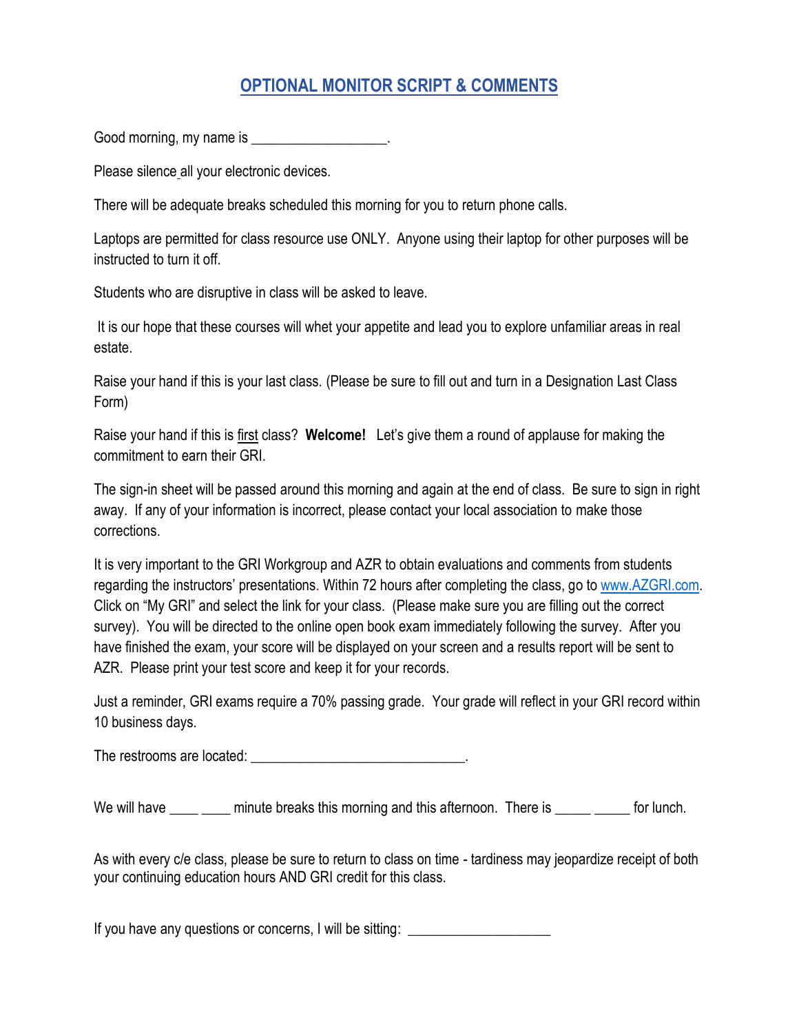# OPTIONAL MONITOR SCRIPT & COMMENTS

Good morning, my name is ___________________.

Please silence all your electronic devices.

There will be adequate breaks scheduled this morning for you to return phone calls.

Laptops are permitted for class resource use ONLY. Anyone using their laptop for other purposes will be instructed to turn it off.

Students who are disruptive in class will be asked to leave.

It is our hope that these courses will whet your appetite and lead you to explore unfamiliar areas in real estate.

Raise your hand if this is your last class. (Please be sure to fill out and turn in a Designation Last Class Form)

Raise your hand if this is first class? **Welcome!** Let's give them a round of applause for making the commitment to earn their GRI.

The sign-in sheet will be passed around this morning and again at the end of class. Be sure to sign in right away. If any of your information is incorrect, please contact your local association to make those corrections.

It is very important to the GRI Workgroup and AZR to obtain evaluations and comments from students regarding the instructors' presentations. Within 72 hours after completing the class, go to www.AZGRI.com. Click on "My GRI" and select the link for your class. (Please make sure you are filling out the correct survey). You will be directed to the online open book exam immediately following the survey. After you have finished the exam, your score will be displayed on your screen and a results report will be sent to AZR. Please print your test score and keep it for your records.

Just a reminder, GRI exams require a 70% passing grade. Your grade will reflect in your GRI record within 10 business days.

The restrooms are located: _____________________________.

We will have ____ ____ minute breaks this morning and this afternoon. There is _____ _____ for lunch.

As with every c/e class, please be sure to return to class on time - tardiness may jeopardize receipt of both your continuing education hours AND GRI credit for this class.

If you have any questions or concerns, I will be sitting: ___________________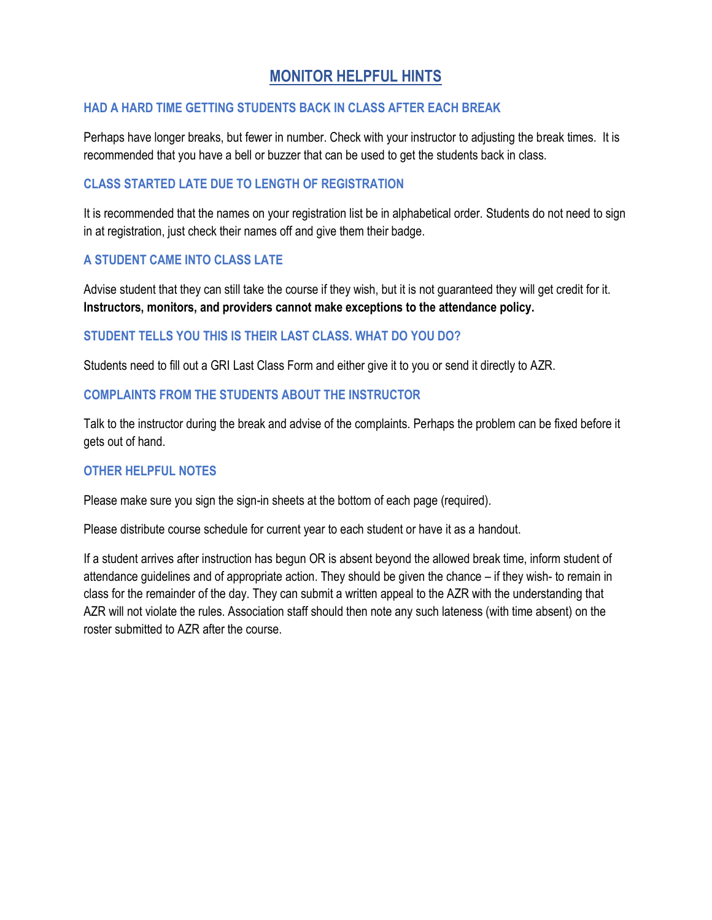# MONITOR HELPFUL HINTS

### HAD A HARD TIME GETTING STUDENTS BACK IN CLASS AFTER EACH BREAK

Perhaps have longer breaks, but fewer in number. Check with your instructor to adjusting the break times. It is recommended that you have a bell or buzzer that can be used to get the students back in class.

### CLASS STARTED LATE DUE TO LENGTH OF REGISTRATION

It is recommended that the names on your registration list be in alphabetical order. Students do not need to sign in at registration, just check their names off and give them their badge.

### A STUDENT CAME INTO CLASS LATE

Advise student that they can still take the course if they wish, but it is not guaranteed they will get credit for it. **Instructors, monitors, and providers cannot make exceptions to the attendance policy.**

### STUDENT TELLS YOU THIS IS THEIR LAST CLASS. WHAT DO YOU DO?

Students need to fill out a GRI Last Class Form and either give it to you or send it directly to AZR.

### COMPLAINTS FROM THE STUDENTS ABOUT THE INSTRUCTOR

Talk to the instructor during the break and advise of the complaints. Perhaps the problem can be fixed before it gets out of hand.

### OTHER HELPFUL NOTES

Please make sure you sign the sign-in sheets at the bottom of each page (required).

Please distribute course schedule for current year to each student or have it as a handout.

If a student arrives after instruction has begun OR is absent beyond the allowed break time, inform student of attendance guidelines and of appropriate action. They should be given the chance – if they wish- to remain in class for the remainder of the day. They can submit a written appeal to the AZR with the understanding that AZR will not violate the rules. Association staff should then note any such lateness (with time absent) on the roster submitted to AZR after the course.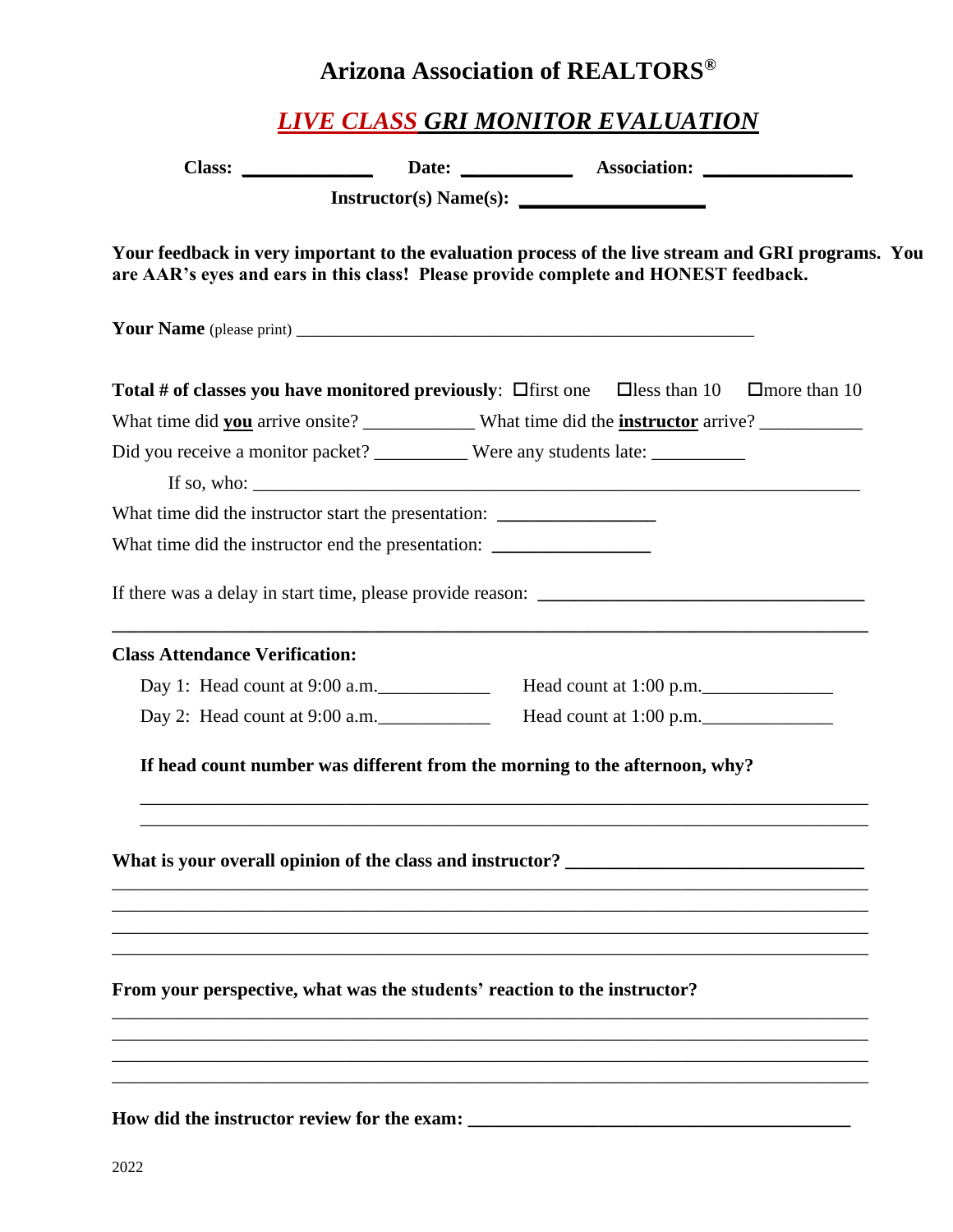# Arizona Association of REALTORS®

## *LIVE CLASS GRI MONITOR EVALUATION*

**Class:** ____________ **Date:** ___________ **Association:** ______________

**Instructor(s) Name(s):** __________________

**Your feedback in very important to the evaluation process of the live stream and GRI programs. You are AAR's eyes and ears in this class! Please provide complete and HONEST feedback.**

**Your Name** (please print) ___________________________________________________

**Total # of classes you have monitored previously**: ☐first one ☐less than 10 ☐more than 10

What time did **you** arrive onsite? ____________ What time did the **instructor** arrive? ___________

Did you receive a monitor packet? __________ Were any students late: __________

If so, who: _______________________________________________________________

What time did the instructor start the presentation: ________________

What time did the instructor end the presentation: ________________

If there was a delay in start time, please provide reason: __________________________________

**Class Attendance Verification:**

Day 1: Head count at 9:00 a.m.____________ Head count at 1:00 p.m.______________

Day 2: Head count at 9:00 a.m.____________ Head count at 1:00 p.m.______________

**If head count number was different from the morning to the afternoon, why?**

_______________________________________________________________________

_______________________________________________________________________

**What is your overall opinion of the class and instructor?** ______________________________

_______________________________________________________________________

_______________________________________________________________________

_______________________________________________________________________

_______________________________________________________________________

**From your perspective, what was the students' reaction to the instructor?**

_______________________________________________________________________

_______________________________________________________________________

_______________________________________________________________________

_______________________________________________________________________

**How did the instructor review for the exam:** ______________________________________

2022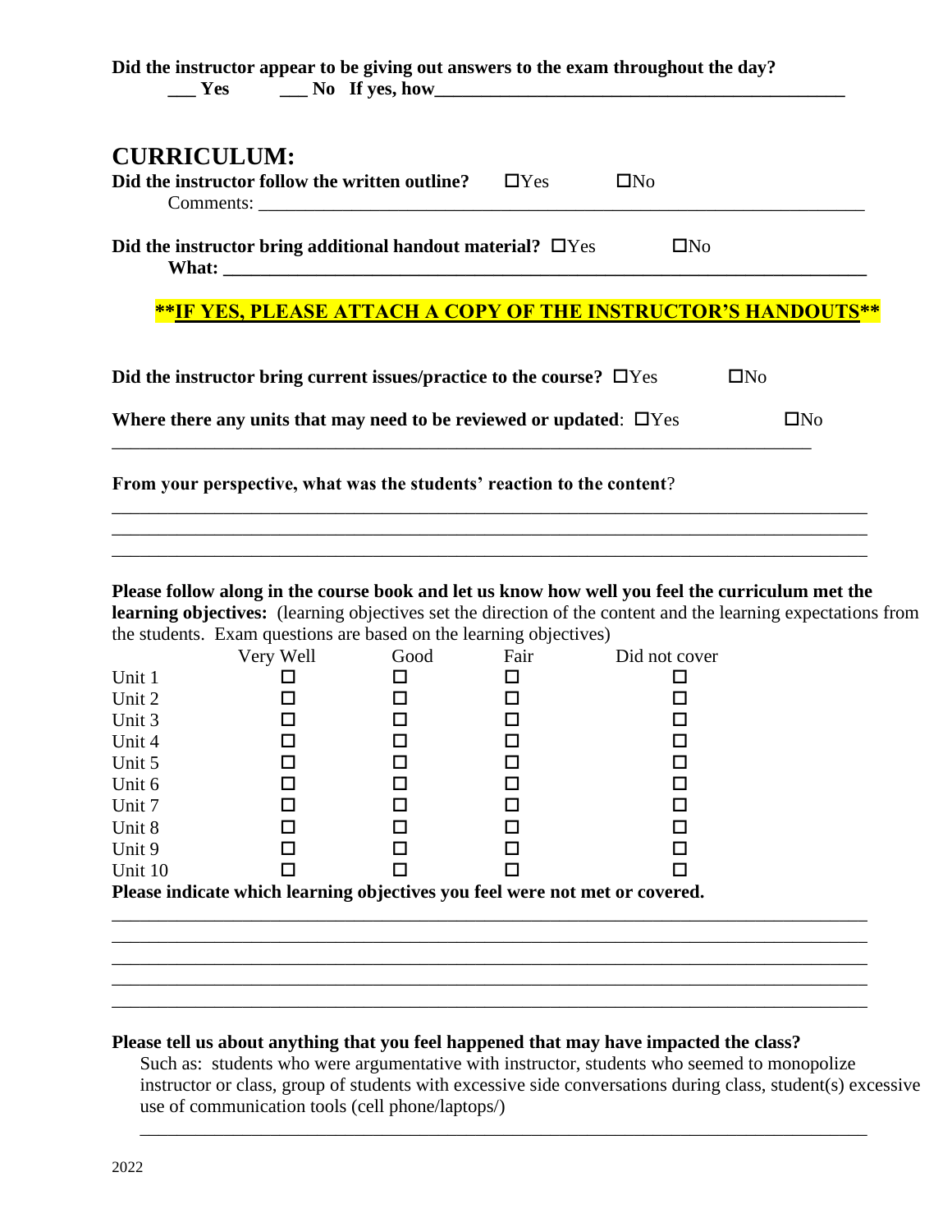**Did the instructor appear to be giving out answers to the exam throughout the day?**
**___ Yes ___ No If yes, how_____________________________________________**

## CURRICULUM:

**Did the instructor follow the written outline?** ☐Yes ☐No
Comments: ______________________________________________________________________

**Did the instructor bring additional handout material?** ☐Yes ☐No
**What: ______________________________________________________________________**

**\*\*IF YES, PLEASE ATTACH A COPY OF THE INSTRUCTOR'S HANDOUTS\*\***

**Did the instructor bring current issues/practice to the course?** ☐Yes ☐No

**Where there any units that may need to be reviewed or updated**: ☐Yes ☐No
______________________________________________________________________________

**From your perspective, what was the students' reaction to the content**?
______________________________________________________________________________
______________________________________________________________________________
______________________________________________________________________________

**Please follow along in the course book and let us know how well you feel the curriculum met the learning objectives:** (learning objectives set the direction of the content and the learning expectations from the students. Exam questions are based on the learning objectives)

| | Very Well | Good | Fair | Did not cover |
|---|---|---|---|---|
| Unit 1 | ☐ | ☐ | ☐ | ☐ |
| Unit 2 | ☐ | ☐ | ☐ | ☐ |
| Unit 3 | ☐ | ☐ | ☐ | ☐ |
| Unit 4 | ☐ | ☐ | ☐ | ☐ |
| Unit 5 | ☐ | ☐ | ☐ | ☐ |
| Unit 6 | ☐ | ☐ | ☐ | ☐ |
| Unit 7 | ☐ | ☐ | ☐ | ☐ |
| Unit 8 | ☐ | ☐ | ☐ | ☐ |
| Unit 9 | ☐ | ☐ | ☐ | ☐ |
| Unit 10 | ☐ | ☐ | ☐ | ☐ |

**Please indicate which learning objectives you feel were not met or covered.**
______________________________________________________________________________
______________________________________________________________________________
______________________________________________________________________________
______________________________________________________________________________
______________________________________________________________________________

**Please tell us about anything that you feel happened that may have impacted the class?**
Such as: students who were argumentative with instructor, students who seemed to monopolize instructor or class, group of students with excessive side conversations during class, student(s) excessive use of communication tools (cell phone/laptops/)
______________________________________________________________________________

2022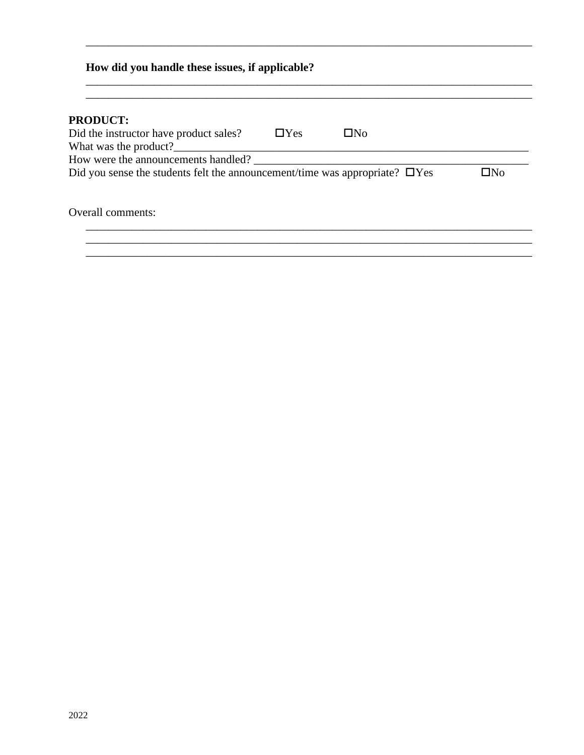________________________________________________________________________________

**How did you handle these issues, if applicable?**

________________________________________________________________________________
________________________________________________________________________________

**PRODUCT:**

Did the instructor have product sales? ☐Yes ☐No

What was the product?_______________________________________________________________

How were the announcements handled? _____________________________________________

Did you sense the students felt the announcement/time was appropriate? ☐Yes ☐No

Overall comments:

________________________________________________________________________________
________________________________________________________________________________
________________________________________________________________________________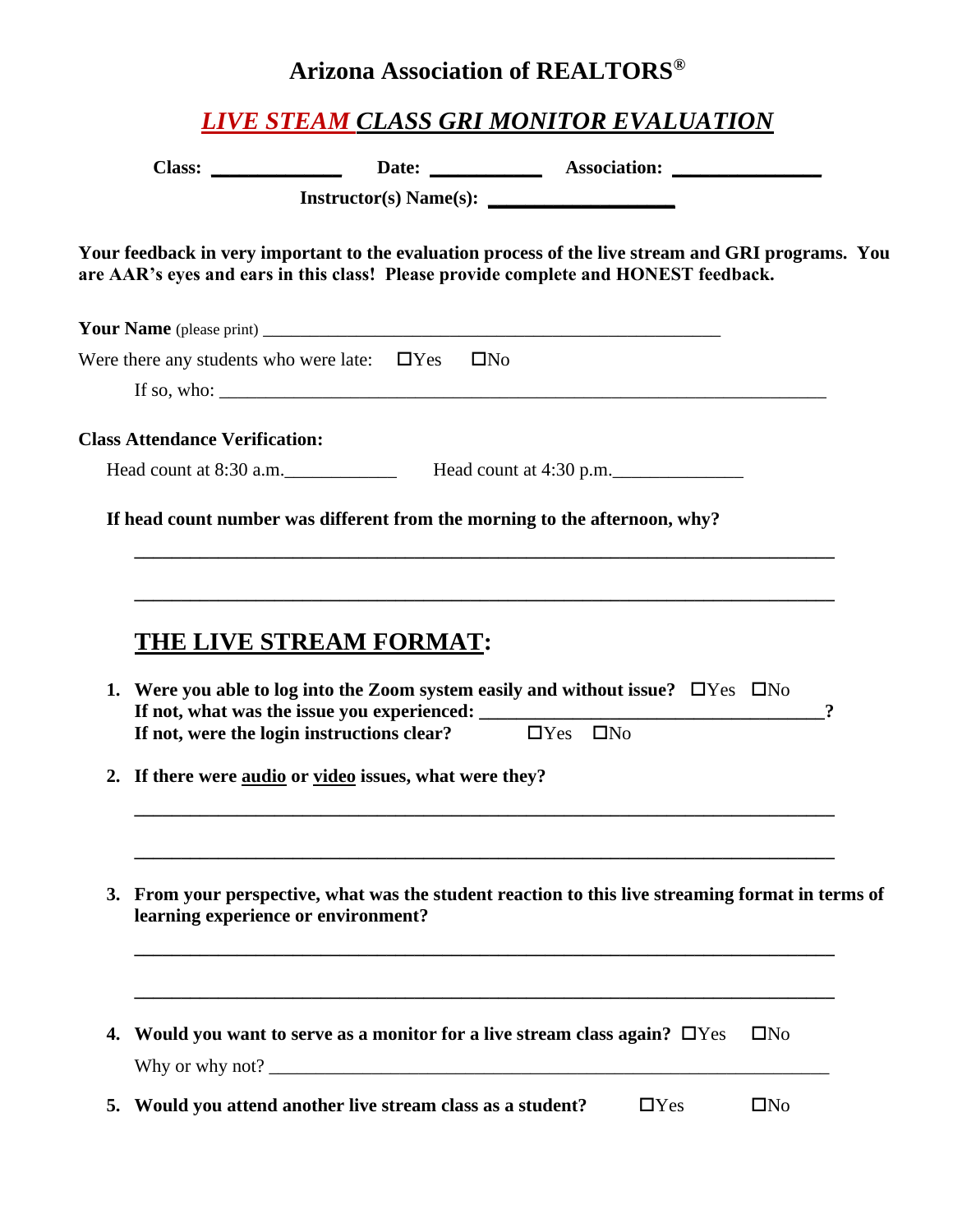# Arizona Association of REALTORS®

## *LIVE STEAM CLASS GRI MONITOR EVALUATION*

**Class:** ____________ **Date:** ___________ **Association:** ______________

**Instructor(s) Name(s):** _________________

**Your feedback in very important to the evaluation process of the live stream and GRI programs. You are AAR's eyes and ears in this class! Please provide complete and HONEST feedback.**

**Your Name** (please print) ____________________________________________________

Were there any students who were late: ☐Yes ☐No

If so, who: ____________________________________________________________________

**Class Attendance Verification:**

Head count at 8:30 a.m.___________ Head count at 4:30 p.m.____________

**If head count number was different from the morning to the afternoon, why?**

______________________________________________________________________

______________________________________________________________________

## THE LIVE STREAM FORMAT:

1. **Were you able to log into the Zoom system easily and without issue?** ☐Yes ☐No
   **If not, what was the issue you experienced: ___________________________________?**
   **If not, were the login instructions clear?** ☐Yes ☐No

2. **If there were audio or video issues, what were they?**

   ______________________________________________________________________

   ______________________________________________________________________

3. **From your perspective, what was the student reaction to this live streaming format in terms of learning experience or environment?**

   ______________________________________________________________________

   ______________________________________________________________________

4. **Would you want to serve as a monitor for a live stream class again?** ☐Yes ☐No
   Why or why not? _____________________________________________________________

5. **Would you attend another live stream class as a student?** ☐Yes ☐No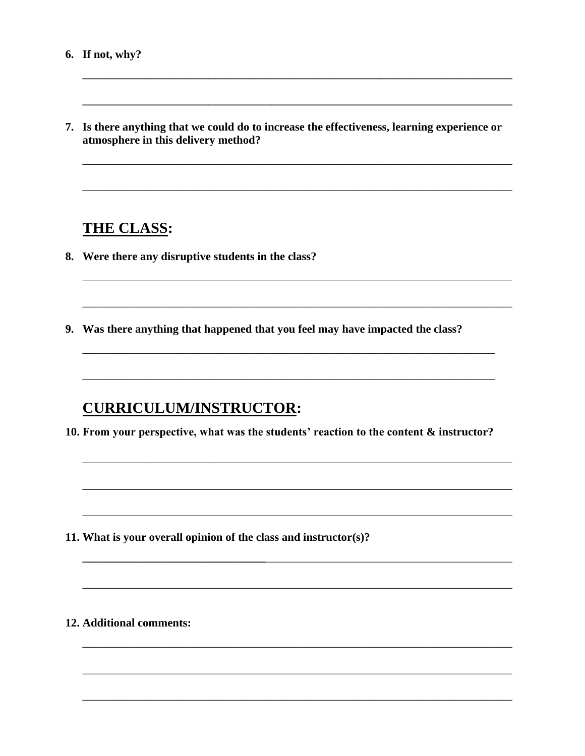6. **If not, why?**

______________________________________________________________________________

______________________________________________________________________________

7. **Is there anything that we could do to increase the effectiveness, learning experience or atmosphere in this delivery method?**

______________________________________________________________________________

______________________________________________________________________________

## THE CLASS:

8. **Were there any disruptive students in the class?**

______________________________________________________________________________

______________________________________________________________________________

9. **Was there anything that happened that you feel may have impacted the class?**

______________________________________________________________________________

______________________________________________________________________________

## CURRICULUM/INSTRUCTOR:

10. **From your perspective, what was the students' reaction to the content & instructor?**

______________________________________________________________________________

______________________________________________________________________________

______________________________________________________________________________

11. **What is your overall opinion of the class and instructor(s)?**

______________________________________________________________________________

______________________________________________________________________________

12. **Additional comments:**

______________________________________________________________________________

______________________________________________________________________________

______________________________________________________________________________